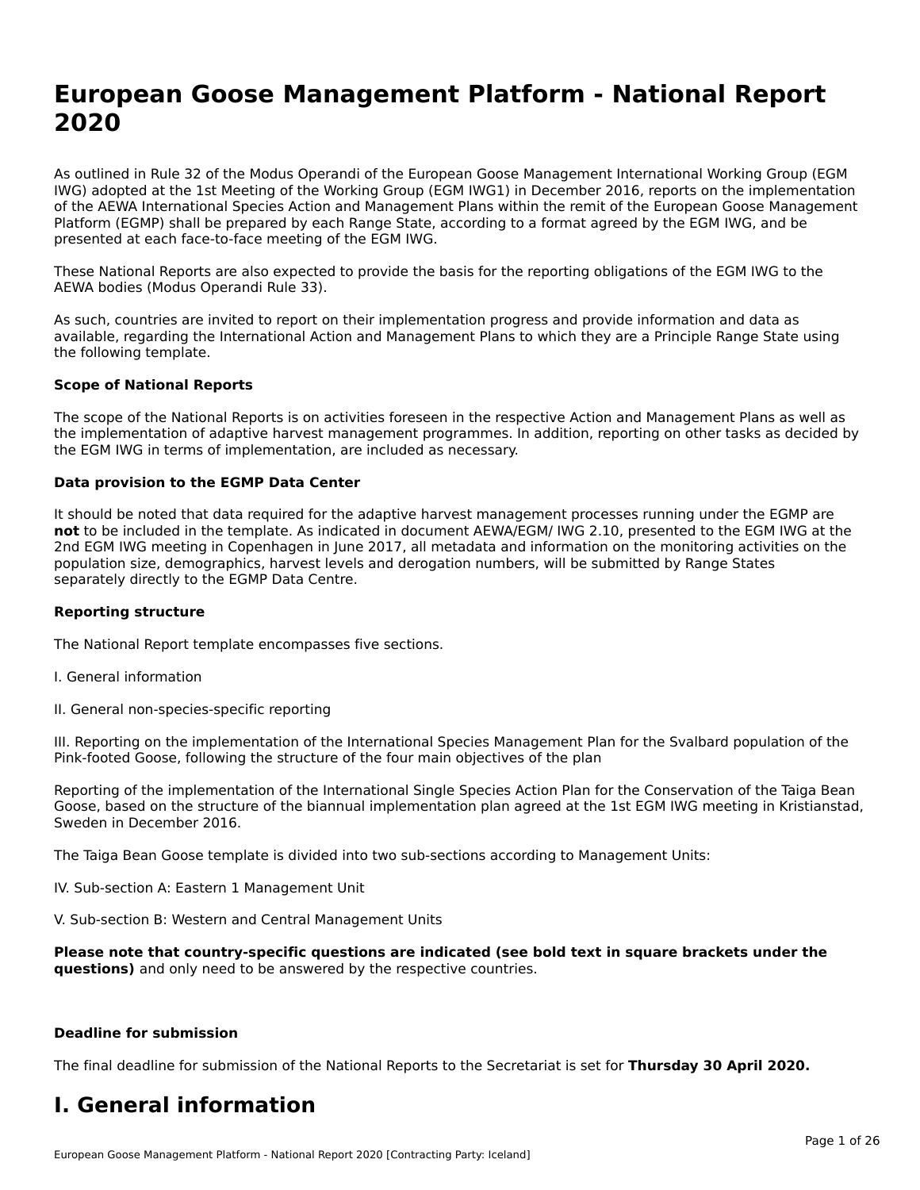# European Goose Management Platform - National Report 2020

As outlined in Rule 32 of the Modus Operandi of the European Goose Management International Working Group (EGM IWG) adopted at the 1st Meeting of the Working Group (EGM IWG1) in December 2016, reports on the implementation of the AEWA International Species Action and Management Plans within the remit of the European Goose Management Platform (EGMP) shall be prepared by each Range State, according to a format agreed by the EGM IWG, and be presented at each face-to-face meeting of the EGM IWG.

These National Reports are also expected to provide the basis for the reporting obligations of the EGM IWG to the AEWA bodies (Modus Operandi Rule 33).

As such, countries are invited to report on their implementation progress and provide information and data as available, regarding the International Action and Management Plans to which they are a Principle Range State using the following template.

**Scope of National Reports**

The scope of the National Reports is on activities foreseen in the respective Action and Management Plans as well as the implementation of adaptive harvest management programmes. In addition, reporting on other tasks as decided by the EGM IWG in terms of implementation, are included as necessary.

**Data provision to the EGMP Data Center**

It should be noted that data required for the adaptive harvest management processes running under the EGMP are **not** to be included in the template. As indicated in document AEWA/EGM/ IWG 2.10, presented to the EGM IWG at the 2nd EGM IWG meeting in Copenhagen in June 2017, all metadata and information on the monitoring activities on the population size, demographics, harvest levels and derogation numbers, will be submitted by Range States separately directly to the EGMP Data Centre.

**Reporting structure**

The National Report template encompasses five sections.

I. General information

II. General non-species-specific reporting

III. Reporting on the implementation of the International Species Management Plan for the Svalbard population of the Pink-footed Goose, following the structure of the four main objectives of the plan

Reporting of the implementation of the International Single Species Action Plan for the Conservation of the Taiga Bean Goose, based on the structure of the biannual implementation plan agreed at the 1st EGM IWG meeting in Kristianstad, Sweden in December 2016.

The Taiga Bean Goose template is divided into two sub-sections according to Management Units:

IV. Sub-section A: Eastern 1 Management Unit

V. Sub-section B: Western and Central Management Units

**Please note that country-specific questions are indicated (see bold text in square brackets under the questions)** and only need to be answered by the respective countries.

**Deadline for submission**

The final deadline for submission of the National Reports to the Secretariat is set for **Thursday 30 April 2020.**

# I. General information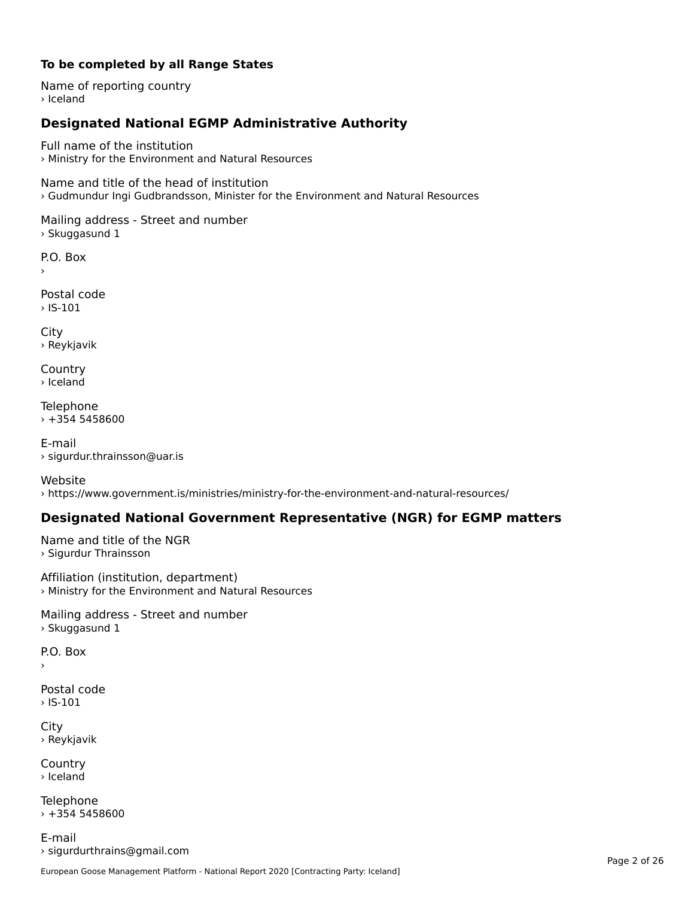**To be completed by all Range States**

Name of reporting country
› Iceland

## Designated National EGMP Administrative Authority

Full name of the institution
› Ministry for the Environment and Natural Resources

Name and title of the head of institution
› Gudmundur Ingi Gudbrandsson, Minister for the Environment and Natural Resources

Mailing address - Street and number
› Skuggasund 1

P.O. Box
›

Postal code
› IS-101

City
› Reykjavik

Country
› Iceland

Telephone
› +354 5458600

E-mail
› sigurdur.thrainsson@uar.is

Website
› https://www.government.is/ministries/ministry-for-the-environment-and-natural-resources/

## Designated National Government Representative (NGR) for EGMP matters

Name and title of the NGR
› Sigurdur Thrainsson

Affiliation (institution, department)
› Ministry for the Environment and Natural Resources

Mailing address - Street and number
› Skuggasund 1

P.O. Box
›

Postal code
› IS-101

City
› Reykjavik

Country
› Iceland

Telephone
› +354 5458600

E-mail
› sigurdurthrains@gmail.com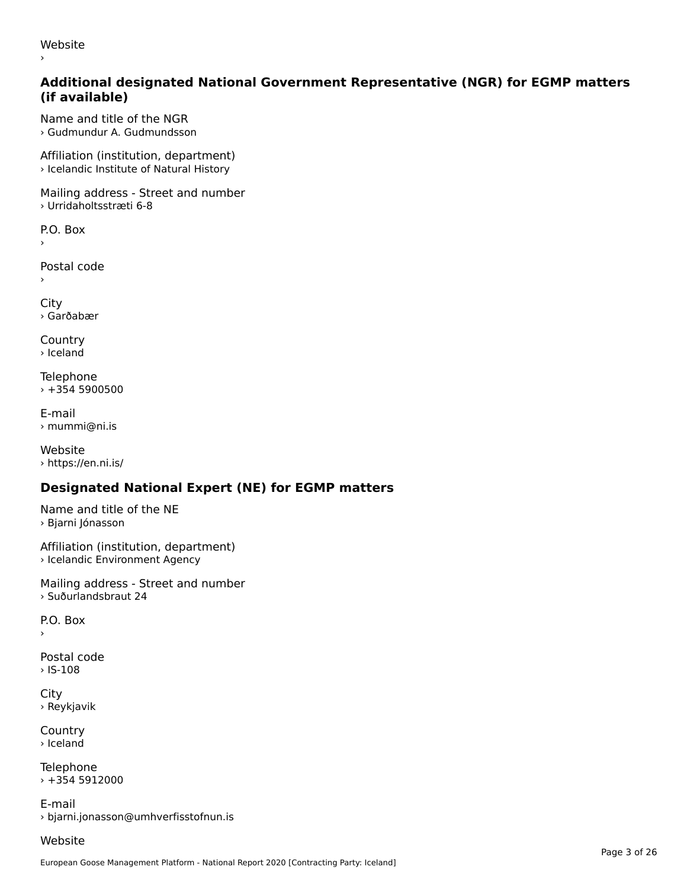Website

›

## Additional designated National Government Representative (NGR) for EGMP matters (if available)

Name and title of the NGR

› Gudmundur A. Gudmundsson

Affiliation (institution, department)

› Icelandic Institute of Natural History

Mailing address - Street and number

› Urridaholtsstræti 6-8

P.O. Box

›

Postal code

›

City

› Garðabær

Country

› Iceland

Telephone

› +354 5900500

E-mail

› mummi@ni.is

Website

› https://en.ni.is/

## Designated National Expert (NE) for EGMP matters

Name and title of the NE

› Bjarni Jónasson

Affiliation (institution, department)

› Icelandic Environment Agency

Mailing address - Street and number

› Suðurlandsbraut 24

P.O. Box

›

Postal code

› IS-108

City

› Reykjavik

Country

› Iceland

Telephone

› +354 5912000

E-mail

› bjarni.jonasson@umhverfisstofnun.is

Website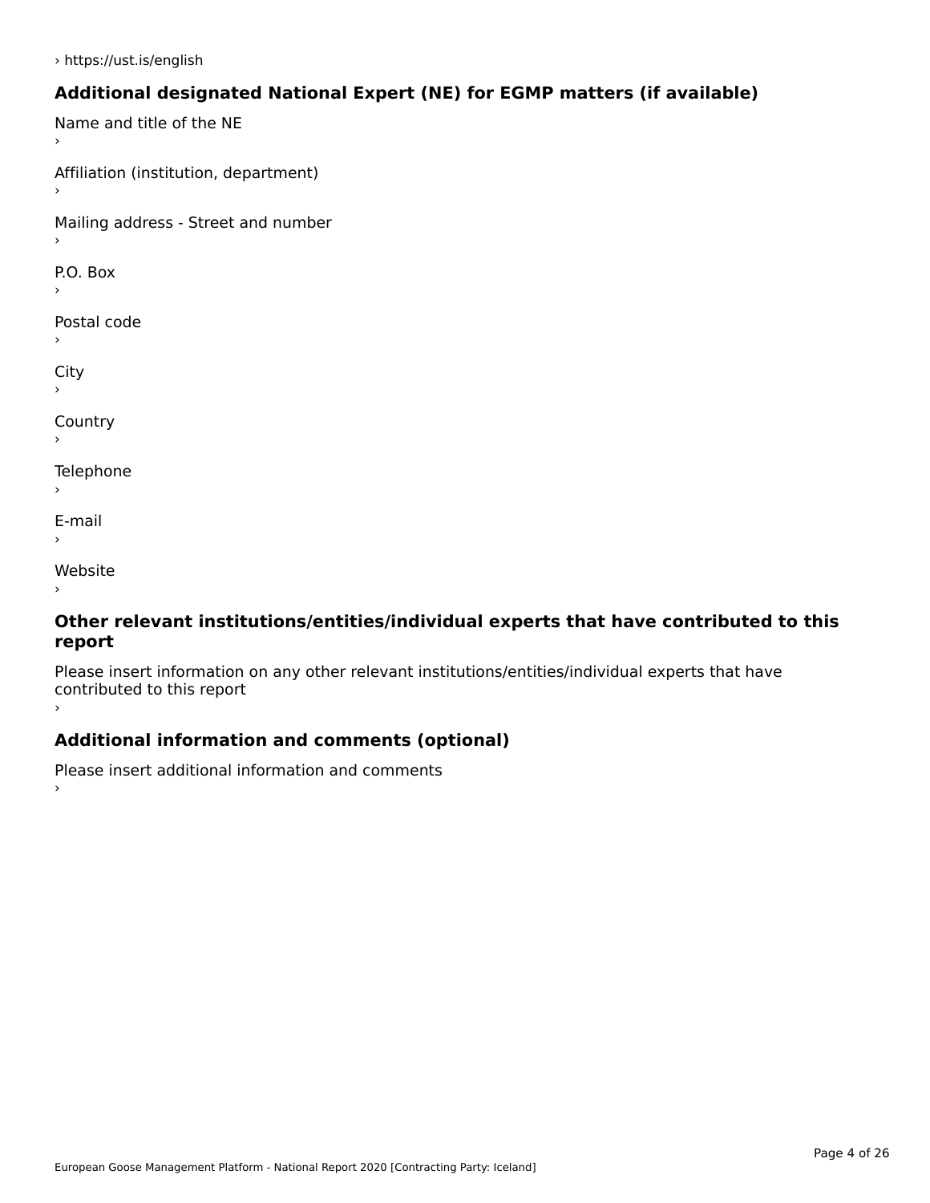› https://ust.is/english

## Additional designated National Expert (NE) for EGMP matters (if available)

Name and title of the NE

›

Affiliation (institution, department)

›

Mailing address - Street and number

›

P.O. Box

›

Postal code

›

City

›

Country

›

Telephone

›

E-mail

›

Website

›

## Other relevant institutions/entities/individual experts that have contributed to this report

Please insert information on any other relevant institutions/entities/individual experts that have contributed to this report

›

## Additional information and comments (optional)

Please insert additional information and comments

›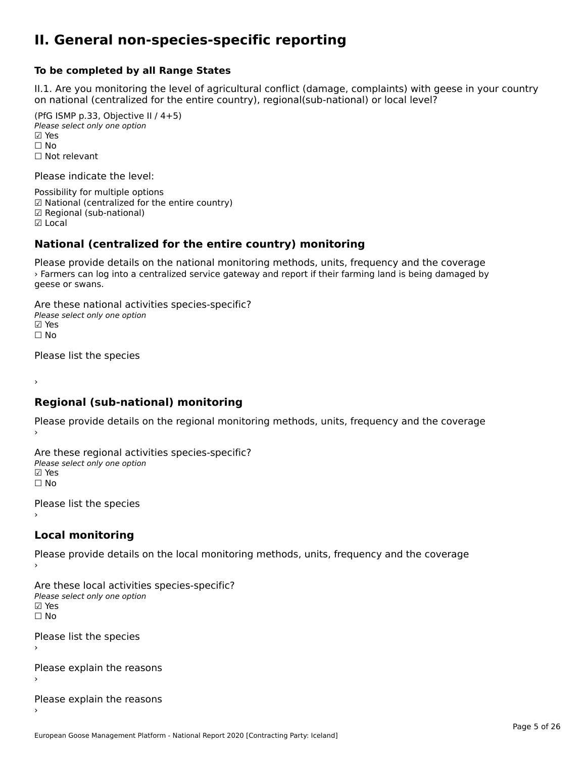# II. General non-species-specific reporting

**To be completed by all Range States**

II.1. Are you monitoring the level of agricultural conflict (damage, complaints) with geese in your country on national (centralized for the entire country), regional(sub-national) or local level?

(PfG ISMP p.33, Objective II / 4+5)
*Please select only one option*
☑ Yes
☐ No
☐ Not relevant

Please indicate the level:

Possibility for multiple options
☑ National (centralized for the entire country)
☑ Regional (sub-national)
☑ Local

## National (centralized for the entire country) monitoring

Please provide details on the national monitoring methods, units, frequency and the coverage
› Farmers can log into a centralized service gateway and report if their farming land is being damaged by geese or swans.

Are these national activities species-specific?
*Please select only one option*
☑ Yes
☐ No

Please list the species

›

## Regional (sub-national) monitoring

Please provide details on the regional monitoring methods, units, frequency and the coverage
›

Are these regional activities species-specific?
*Please select only one option*
☑ Yes
☐ No

Please list the species
›

## Local monitoring

Please provide details on the local monitoring methods, units, frequency and the coverage
›

Are these local activities species-specific?
*Please select only one option*
☑ Yes
☐ No

Please list the species
›

Please explain the reasons
›

Please explain the reasons
›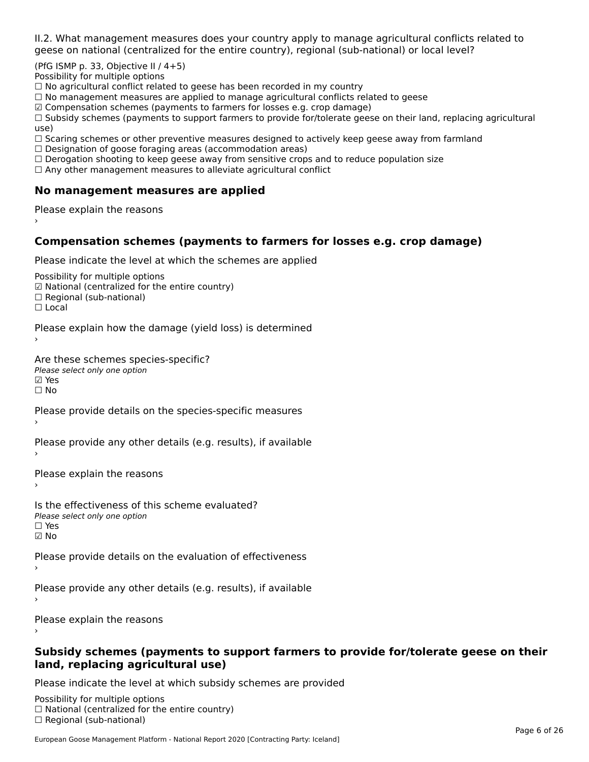II.2. What management measures does your country apply to manage agricultural conflicts related to geese on national (centralized for the entire country), regional (sub-national) or local level?

(PfG ISMP p. 33, Objective II / 4+5)
Possibility for multiple options
☐ No agricultural conflict related to geese has been recorded in my country
☐ No management measures are applied to manage agricultural conflicts related to geese
☑ Compensation schemes (payments to farmers for losses e.g. crop damage)
☐ Subsidy schemes (payments to support farmers to provide for/tolerate geese on their land, replacing agricultural use)
☐ Scaring schemes or other preventive measures designed to actively keep geese away from farmland
☐ Designation of goose foraging areas (accommodation areas)
☐ Derogation shooting to keep geese away from sensitive crops and to reduce population size
☐ Any other management measures to alleviate agricultural conflict

### No management measures are applied

Please explain the reasons
›

### Compensation schemes (payments to farmers for losses e.g. crop damage)

Please indicate the level at which the schemes are applied

Possibility for multiple options
☑ National (centralized for the entire country)
☐ Regional (sub-national)
☐ Local

Please explain how the damage (yield loss) is determined
›

Are these schemes species-specific?
*Please select only one option*
☑ Yes
☐ No

Please provide details on the species-specific measures
›

Please provide any other details (e.g. results), if available
›

Please explain the reasons
›

Is the effectiveness of this scheme evaluated?
*Please select only one option*
☐ Yes
☑ No

Please provide details on the evaluation of effectiveness
›

Please provide any other details (e.g. results), if available
›

Please explain the reasons
›

### Subsidy schemes (payments to support farmers to provide for/tolerate geese on their land, replacing agricultural use)

Please indicate the level at which subsidy schemes are provided

Possibility for multiple options
☐ National (centralized for the entire country)
☐ Regional (sub-national)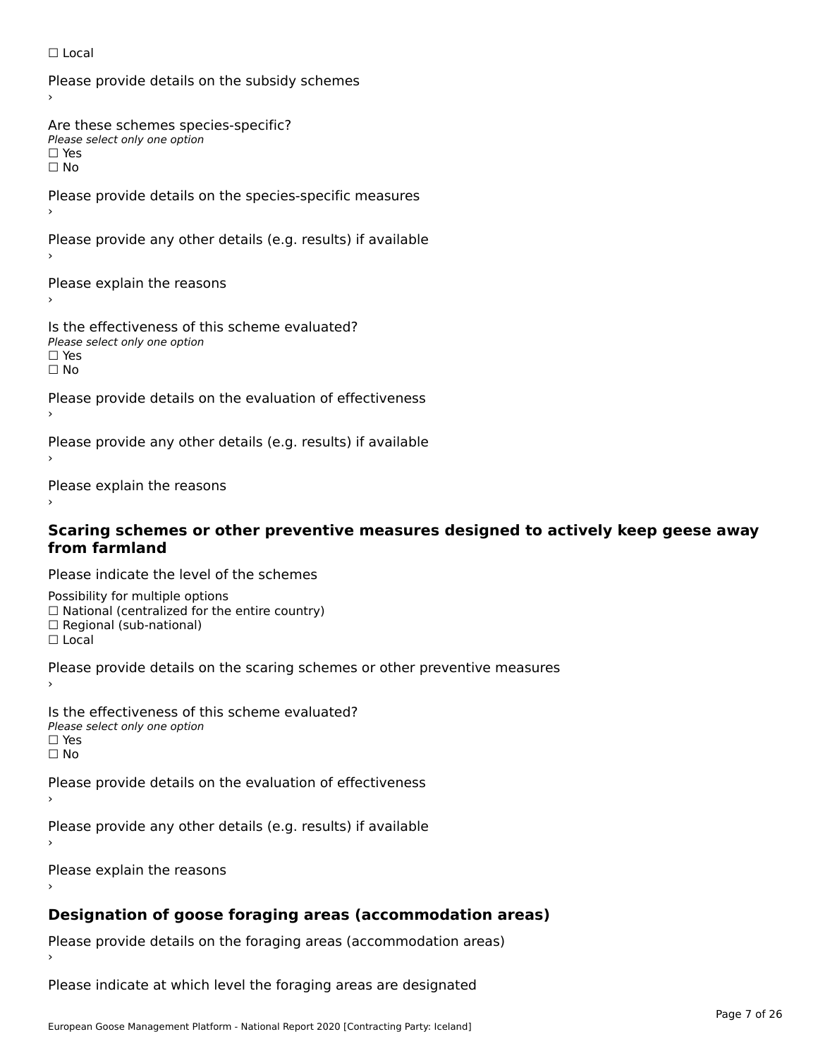☐ Local

Please provide details on the subsidy schemes

›

Are these schemes species-specific?

*Please select only one option*

☐ Yes

☐ No

Please provide details on the species-specific measures

›

Please provide any other details (e.g. results) if available

›

Please explain the reasons

›

Is the effectiveness of this scheme evaluated?

*Please select only one option*

☐ Yes

☐ No

Please provide details on the evaluation of effectiveness

›

Please provide any other details (e.g. results) if available

›

Please explain the reasons

›

## Scaring schemes or other preventive measures designed to actively keep geese away from farmland

Please indicate the level of the schemes

Possibility for multiple options

☐ National (centralized for the entire country)

☐ Regional (sub-national)

☐ Local

Please provide details on the scaring schemes or other preventive measures

›

Is the effectiveness of this scheme evaluated?

*Please select only one option*

☐ Yes

☐ No

Please provide details on the evaluation of effectiveness

›

Please provide any other details (e.g. results) if available

›

Please explain the reasons

›

## Designation of goose foraging areas (accommodation areas)

Please provide details on the foraging areas (accommodation areas)

›

Please indicate at which level the foraging areas are designated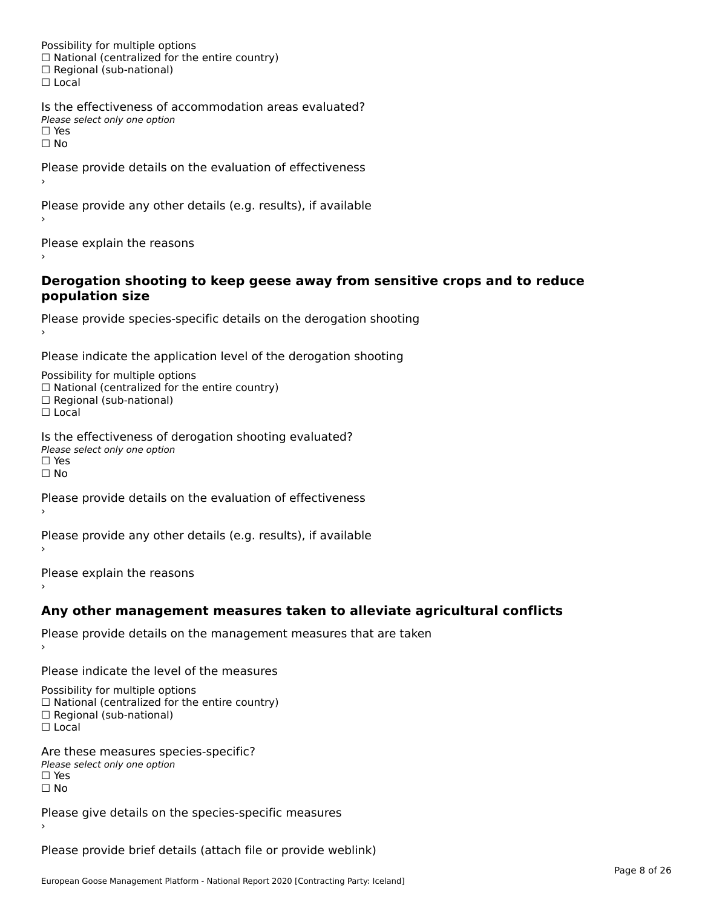Possibility for multiple options
☐ National (centralized for the entire country)
☐ Regional (sub-national)
☐ Local

Is the effectiveness of accommodation areas evaluated?
*Please select only one option*
☐ Yes
☐ No

Please provide details on the evaluation of effectiveness
›

Please provide any other details (e.g. results), if available
›

Please explain the reasons
›

### Derogation shooting to keep geese away from sensitive crops and to reduce population size

Please provide species-specific details on the derogation shooting
›

Please indicate the application level of the derogation shooting

Possibility for multiple options
☐ National (centralized for the entire country)
☐ Regional (sub-national)
☐ Local

Is the effectiveness of derogation shooting evaluated?
*Please select only one option*
☐ Yes
☐ No

Please provide details on the evaluation of effectiveness
›

Please provide any other details (e.g. results), if available
›

Please explain the reasons
›

### Any other management measures taken to alleviate agricultural conflicts

Please provide details on the management measures that are taken
›

Please indicate the level of the measures

Possibility for multiple options
☐ National (centralized for the entire country)
☐ Regional (sub-national)
☐ Local

Are these measures species-specific?
*Please select only one option*
☐ Yes
☐ No

Please give details on the species-specific measures
›

Please provide brief details (attach file or provide weblink)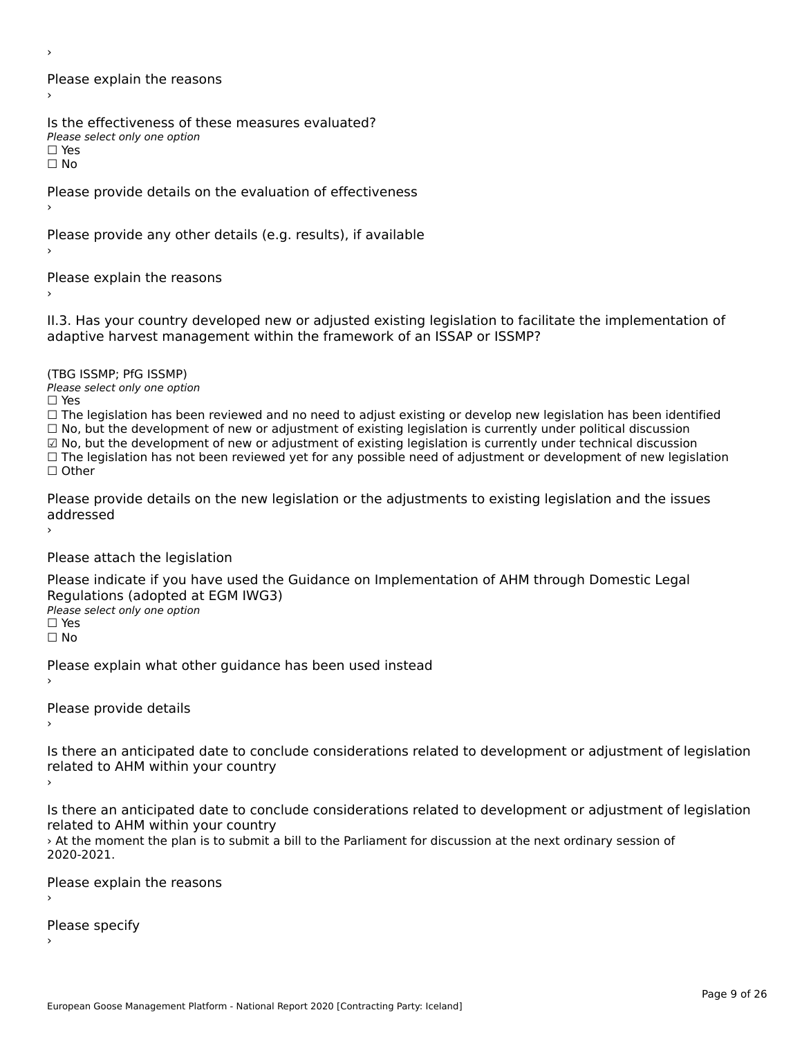›

Please explain the reasons

›

Is the effectiveness of these measures evaluated?

*Please select only one option*

☐ Yes

☐ No

Please provide details on the evaluation of effectiveness

›

Please provide any other details (e.g. results), if available

›

Please explain the reasons

›

II.3. Has your country developed new or adjusted existing legislation to facilitate the implementation of adaptive harvest management within the framework of an ISSAP or ISSMP?

(TBG ISSMP; PfG ISSMP)

*Please select only one option*

☐ Yes

☐ The legislation has been reviewed and no need to adjust existing or develop new legislation has been identified

☐ No, but the development of new or adjustment of existing legislation is currently under political discussion

☑ No, but the development of new or adjustment of existing legislation is currently under technical discussion

☐ The legislation has not been reviewed yet for any possible need of adjustment or development of new legislation

☐ Other

Please provide details on the new legislation or the adjustments to existing legislation and the issues addressed

›

Please attach the legislation

Please indicate if you have used the Guidance on Implementation of AHM through Domestic Legal Regulations (adopted at EGM IWG3)

*Please select only one option*

☐ Yes

☐ No

Please explain what other guidance has been used instead

›

Please provide details

›

Is there an anticipated date to conclude considerations related to development or adjustment of legislation related to AHM within your country

›

Is there an anticipated date to conclude considerations related to development or adjustment of legislation related to AHM within your country

› At the moment the plan is to submit a bill to the Parliament for discussion at the next ordinary session of 2020-2021.

Please explain the reasons

›

Please specify

›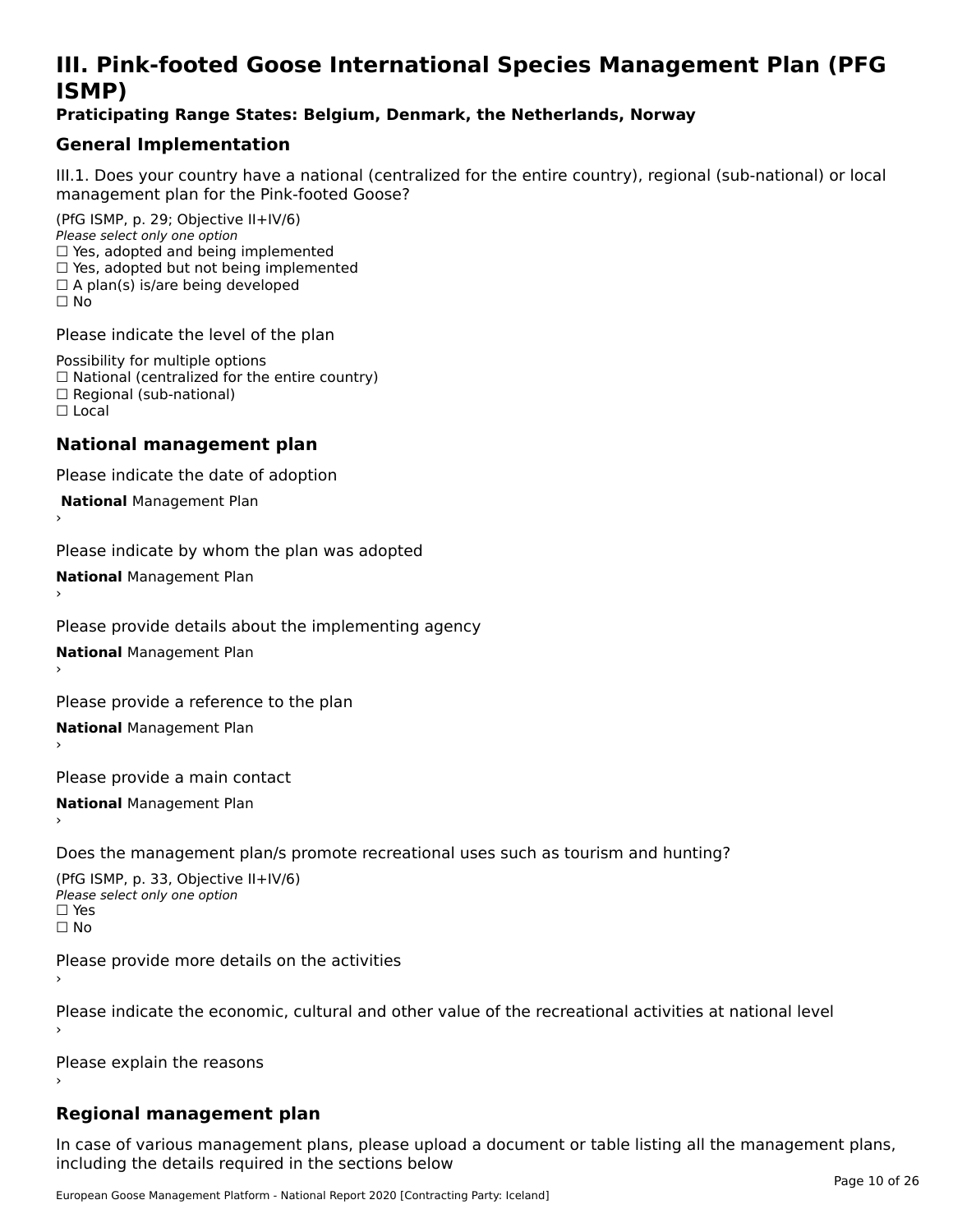# III. Pink-footed Goose International Species Management Plan (PFG ISMP)

**Praticipating Range States: Belgium, Denmark, the Netherlands, Norway**

## General Implementation

III.1. Does your country have a national (centralized for the entire country), regional (sub-national) or local management plan for the Pink-footed Goose?

(PfG ISMP, p. 29; Objective II+IV/6)
*Please select only one option*
☐ Yes, adopted and being implemented
☐ Yes, adopted but not being implemented
☐ A plan(s) is/are being developed
☐ No

Please indicate the level of the plan

Possibility for multiple options
☐ National (centralized for the entire country)
☐ Regional (sub-national)
☐ Local

## National management plan

Please indicate the date of adoption

**National** Management Plan
›

Please indicate by whom the plan was adopted

**National** Management Plan
›

Please provide details about the implementing agency

**National** Management Plan
›

Please provide a reference to the plan

**National** Management Plan
›

Please provide a main contact

**National** Management Plan
›

Does the management plan/s promote recreational uses such as tourism and hunting?

(PfG ISMP, p. 33, Objective II+IV/6)
*Please select only one option*
☐ Yes
☐ No

Please provide more details on the activities
›

Please indicate the economic, cultural and other value of the recreational activities at national level
›

Please explain the reasons
›

## Regional management plan

In case of various management plans, please upload a document or table listing all the management plans, including the details required in the sections below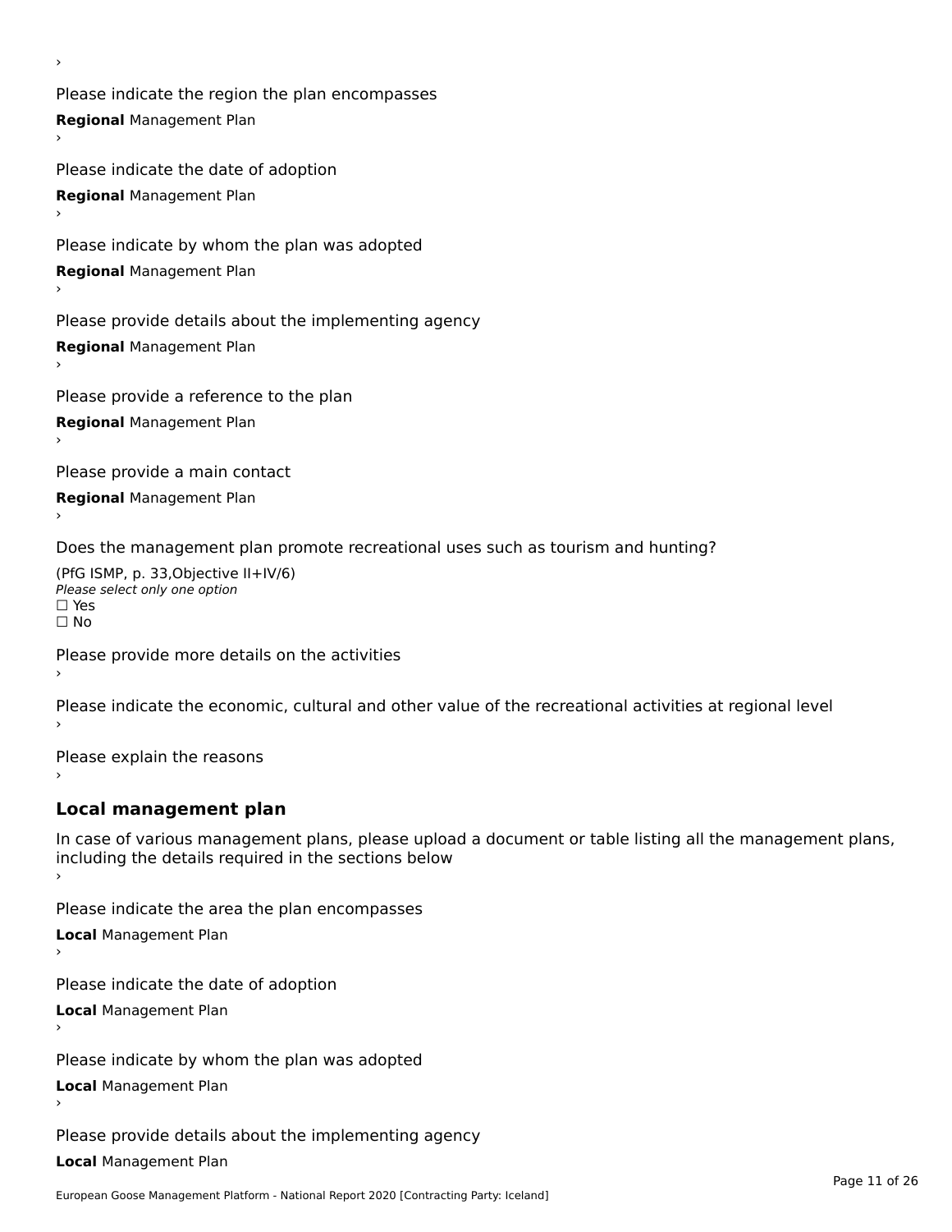›

Please indicate the region the plan encompasses

**Regional** Management Plan

›

Please indicate the date of adoption

**Regional** Management Plan

›

Please indicate by whom the plan was adopted

**Regional** Management Plan

›

Please provide details about the implementing agency

**Regional** Management Plan

›

Please provide a reference to the plan

**Regional** Management Plan

›

Please provide a main contact

**Regional** Management Plan

›

Does the management plan promote recreational uses such as tourism and hunting?

(PfG ISMP, p. 33,Objective II+IV/6)
*Please select only one option*
☐ Yes
☐ No

Please provide more details on the activities

›

Please indicate the economic, cultural and other value of the recreational activities at regional level

›

Please explain the reasons

›

## Local management plan

In case of various management plans, please upload a document or table listing all the management plans, including the details required in the sections below

›

Please indicate the area the plan encompasses

**Local** Management Plan

›

Please indicate the date of adoption

**Local** Management Plan

›

Please indicate by whom the plan was adopted

**Local** Management Plan

›

Please provide details about the implementing agency

**Local** Management Plan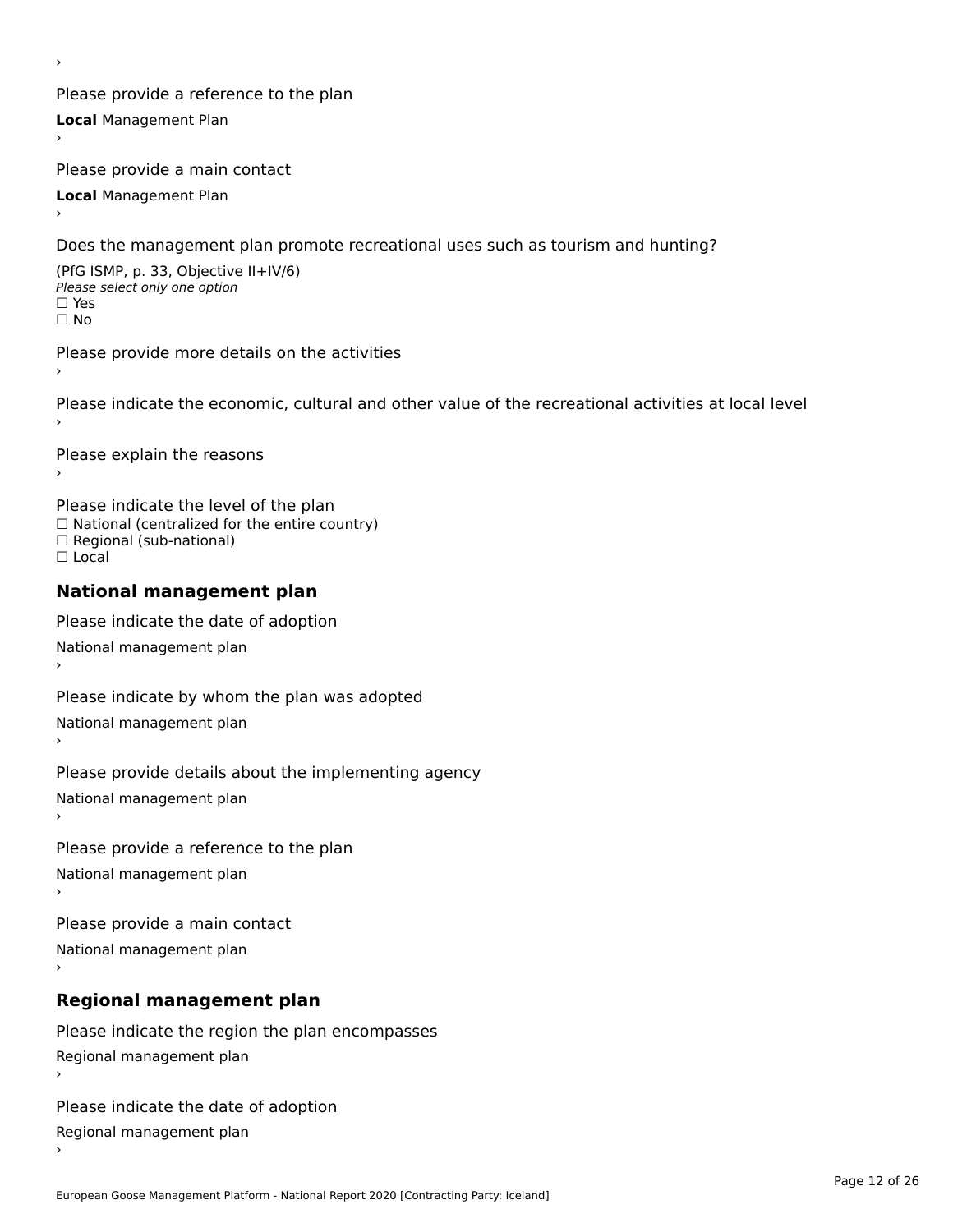›

Please provide a reference to the plan

**Local** Management Plan

›

Please provide a main contact

**Local** Management Plan

›

Does the management plan promote recreational uses such as tourism and hunting?

(PfG ISMP, p. 33, Objective II+IV/6)

*Please select only one option*

☐ Yes

☐ No

Please provide more details on the activities

›

Please indicate the economic, cultural and other value of the recreational activities at local level

›

Please explain the reasons

›

Please indicate the level of the plan

☐ National (centralized for the entire country)

☐ Regional (sub-national)

☐ Local

## National management plan

Please indicate the date of adoption

National management plan

›

Please indicate by whom the plan was adopted

National management plan

›

Please provide details about the implementing agency

National management plan

›

Please provide a reference to the plan

National management plan

›

Please provide a main contact

National management plan

›

## Regional management plan

Please indicate the region the plan encompasses

Regional management plan

›

Please indicate the date of adoption

Regional management plan

›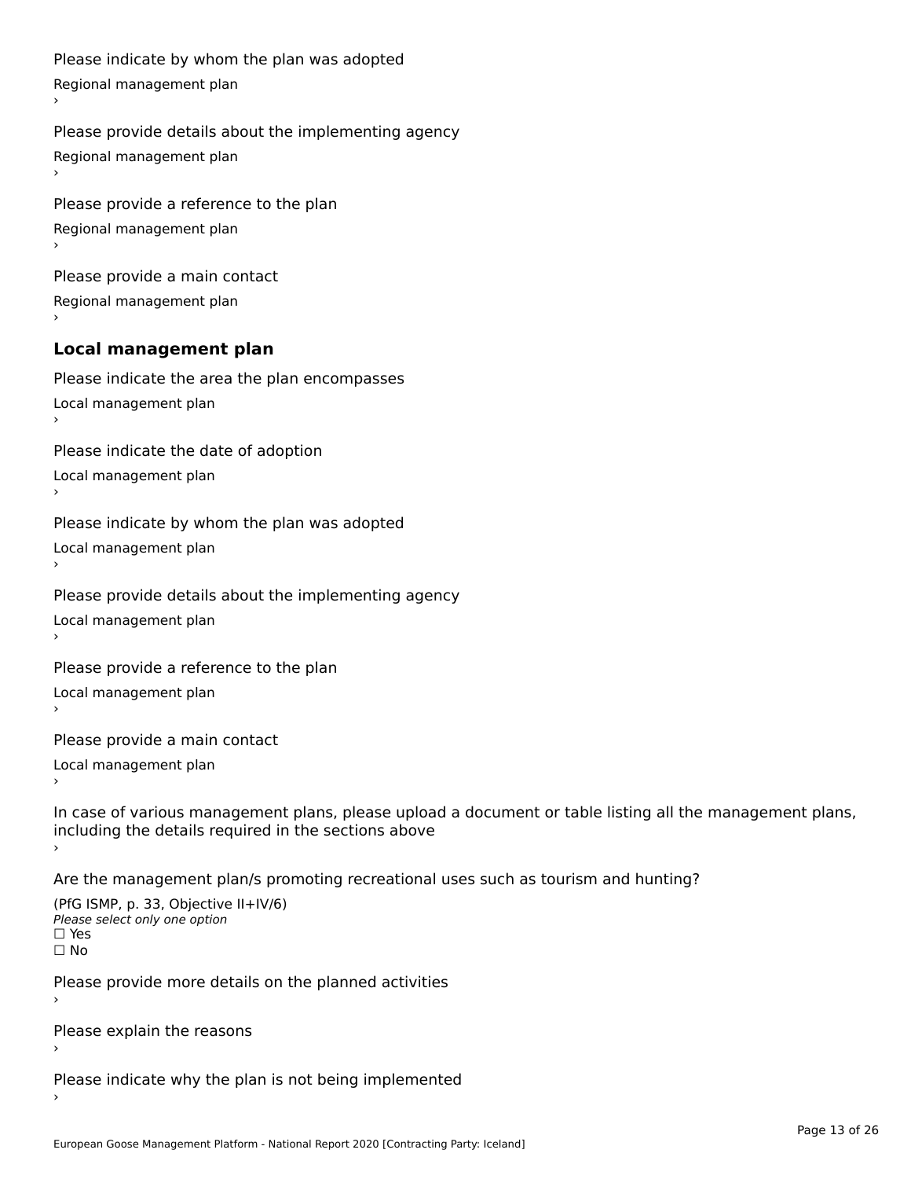Please indicate by whom the plan was adopted

Regional management plan

›

Please provide details about the implementing agency

Regional management plan

›

Please provide a reference to the plan

Regional management plan

›

Please provide a main contact

Regional management plan

›

## Local management plan

Please indicate the area the plan encompasses

Local management plan

›

Please indicate the date of adoption

Local management plan

›

Please indicate by whom the plan was adopted

Local management plan

›

Please provide details about the implementing agency

Local management plan

›

Please provide a reference to the plan

Local management plan

›

Please provide a main contact

Local management plan

›

In case of various management plans, please upload a document or table listing all the management plans, including the details required in the sections above

›

Are the management plan/s promoting recreational uses such as tourism and hunting?

(PfG ISMP, p. 33, Objective II+IV/6)

*Please select only one option*

☐ Yes

☐ No

Please provide more details on the planned activities

›

Please explain the reasons

›

Please indicate why the plan is not being implemented

›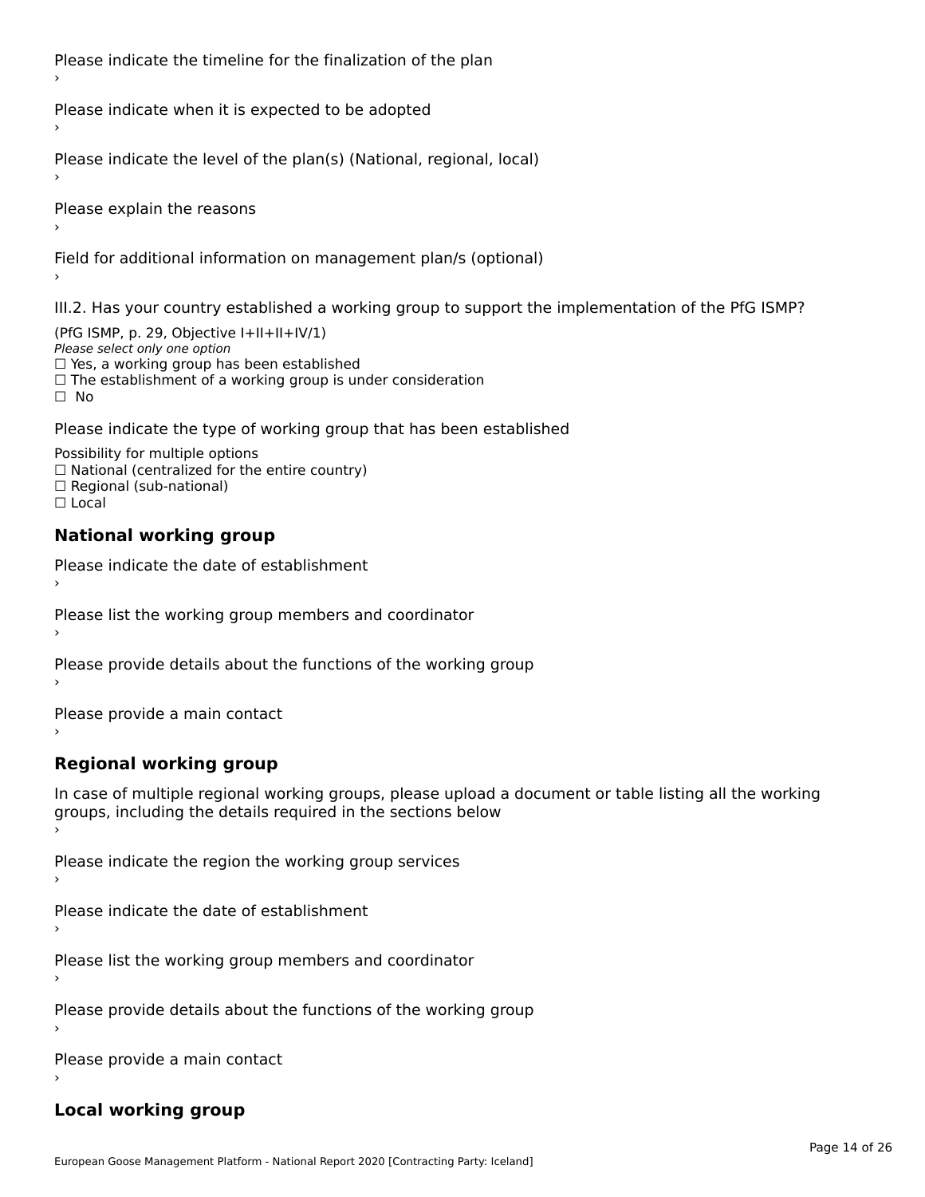Please indicate the timeline for the finalization of the plan

›

Please indicate when it is expected to be adopted

›

Please indicate the level of the plan(s) (National, regional, local)

›

Please explain the reasons

›

Field for additional information on management plan/s (optional)

›

III.2. Has your country established a working group to support the implementation of the PfG ISMP?

(PfG ISMP, p. 29, Objective I+II+II+IV/1)

*Please select only one option*

☐ Yes, a working group has been established

☐ The establishment of a working group is under consideration

☐ No

Please indicate the type of working group that has been established

Possibility for multiple options

☐ National (centralized for the entire country)

☐ Regional (sub-national)

☐ Local

## National working group

Please indicate the date of establishment

›

Please list the working group members and coordinator

›

Please provide details about the functions of the working group

›

Please provide a main contact

›

## Regional working group

In case of multiple regional working groups, please upload a document or table listing all the working groups, including the details required in the sections below

›

Please indicate the region the working group services

›

Please indicate the date of establishment

›

Please list the working group members and coordinator

›

Please provide details about the functions of the working group

›

Please provide a main contact

›

## Local working group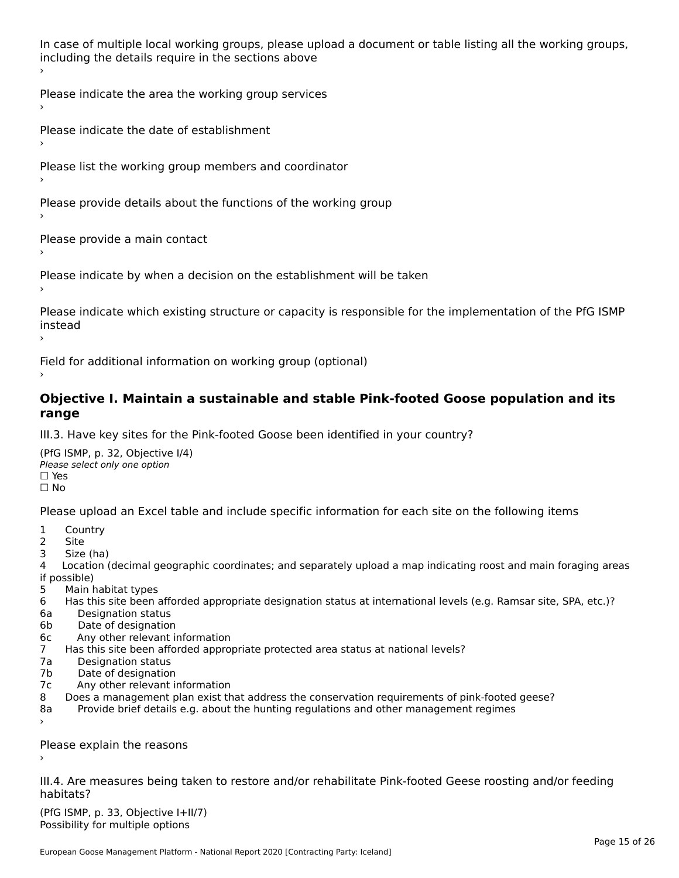In case of multiple local working groups, please upload a document or table listing all the working groups, including the details require in the sections above
›

Please indicate the area the working group services
›

Please indicate the date of establishment
›

Please list the working group members and coordinator
›

Please provide details about the functions of the working group
›

Please provide a main contact
›

Please indicate by when a decision on the establishment will be taken
›

Please indicate which existing structure or capacity is responsible for the implementation of the PfG ISMP instead
›

Field for additional information on working group (optional)
›

## Objective I. Maintain a sustainable and stable Pink-footed Goose population and its range

III.3. Have key sites for the Pink-footed Goose been identified in your country?

(PfG ISMP, p. 32, Objective I/4)
*Please select only one option*
☐ Yes
☐ No

Please upload an Excel table and include specific information for each site on the following items

1 Country
2 Site
3 Size (ha)
4 Location (decimal geographic coordinates; and separately upload a map indicating roost and main foraging areas if possible)
5 Main habitat types
6 Has this site been afforded appropriate designation status at international levels (e.g. Ramsar site, SPA, etc.)?
6a Designation status
6b Date of designation
6c Any other relevant information
7 Has this site been afforded appropriate protected area status at national levels?
7a Designation status
7b Date of designation
7c Any other relevant information
8 Does a management plan exist that address the conservation requirements of pink-footed geese?
8a Provide brief details e.g. about the hunting regulations and other management regimes
›

Please explain the reasons
›

III.4. Are measures being taken to restore and/or rehabilitate Pink-footed Geese roosting and/or feeding habitats?

(PfG ISMP, p. 33, Objective I+II/7)
Possibility for multiple options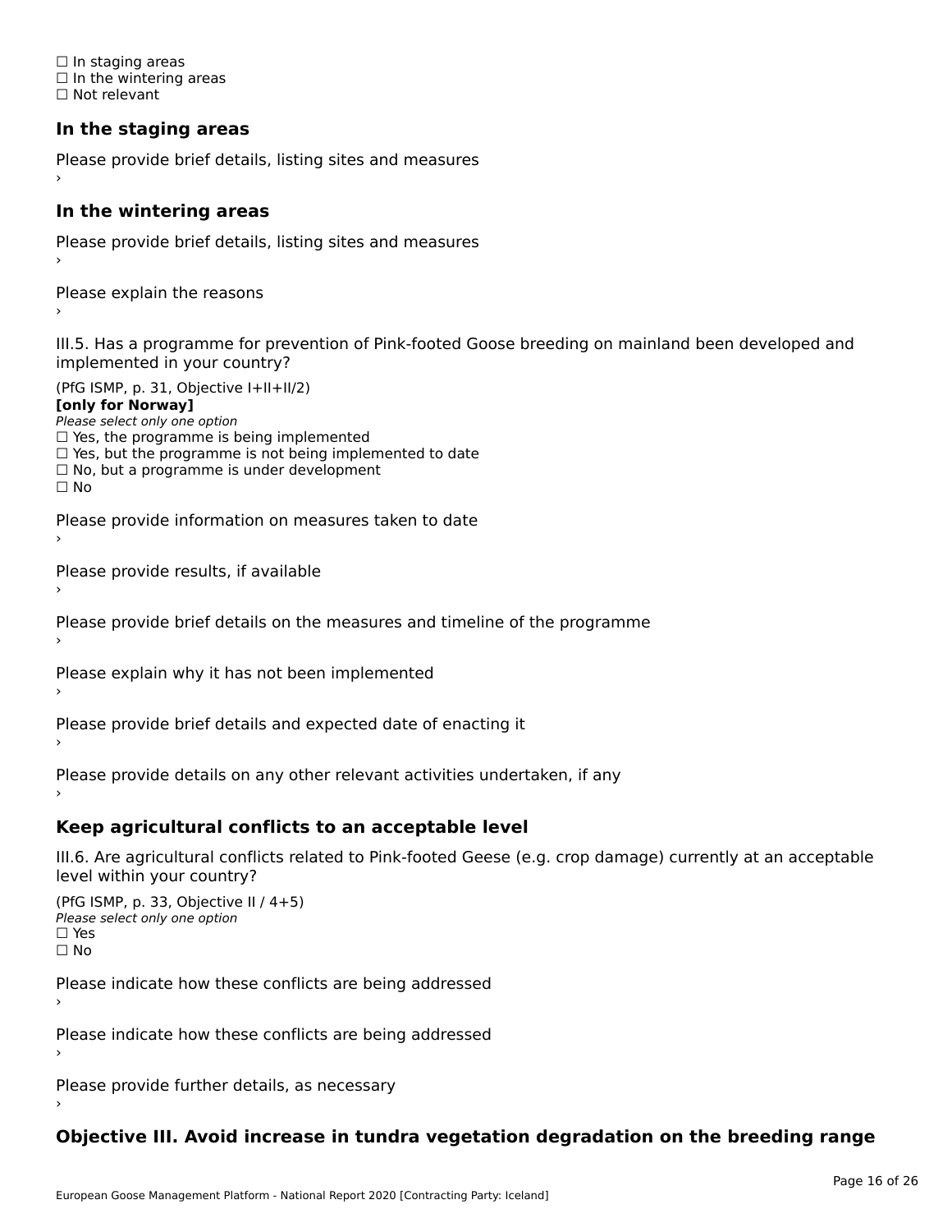☐ In staging areas
☐ In the wintering areas
☐ Not relevant

### In the staging areas

Please provide brief details, listing sites and measures
›

### In the wintering areas

Please provide brief details, listing sites and measures
›

Please explain the reasons
›

III.5. Has a programme for prevention of Pink-footed Goose breeding on mainland been developed and implemented in your country?

(PfG ISMP, p. 31, Objective I+II+II/2)
**[only for Norway]**
*Please select only one option*
☐ Yes, the programme is being implemented
☐ Yes, but the programme is not being implemented to date
☐ No, but a programme is under development
☐ No

Please provide information on measures taken to date
›

Please provide results, if available
›

Please provide brief details on the measures and timeline of the programme
›

Please explain why it has not been implemented
›

Please provide brief details and expected date of enacting it
›

Please provide details on any other relevant activities undertaken, if any
›

### Keep agricultural conflicts to an acceptable level

III.6. Are agricultural conflicts related to Pink-footed Geese (e.g. crop damage) currently at an acceptable level within your country?

(PfG ISMP, p. 33, Objective II / 4+5)
*Please select only one option*
☐ Yes
☐ No

Please indicate how these conflicts are being addressed
›

Please indicate how these conflicts are being addressed
›

Please provide further details, as necessary
›

### Objective III. Avoid increase in tundra vegetation degradation on the breeding range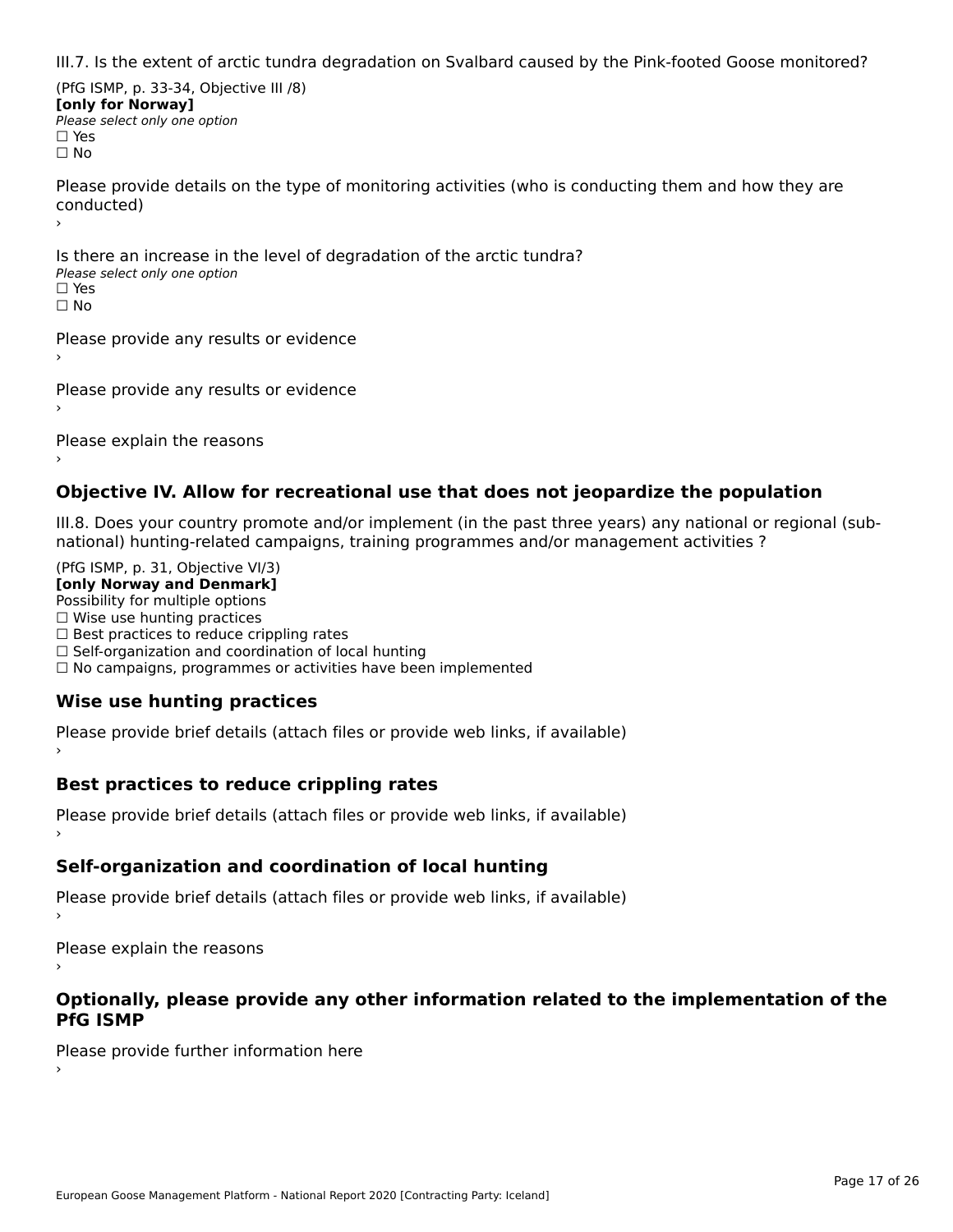III.7. Is the extent of arctic tundra degradation on Svalbard caused by the Pink-footed Goose monitored?

(PfG ISMP, p. 33-34, Objective III /8)
**[only for Norway]**
*Please select only one option*
☐ Yes
☐ No

Please provide details on the type of monitoring activities (who is conducting them and how they are conducted)
›

Is there an increase in the level of degradation of the arctic tundra?
*Please select only one option*
☐ Yes
☐ No

Please provide any results or evidence
›

Please provide any results or evidence
›

Please explain the reasons
›

## Objective IV. Allow for recreational use that does not jeopardize the population

III.8. Does your country promote and/or implement (in the past three years) any national or regional (sub-national) hunting-related campaigns, training programmes and/or management activities ?

(PfG ISMP, p. 31, Objective VI/3)
**[only Norway and Denmark]**
Possibility for multiple options
☐ Wise use hunting practices
☐ Best practices to reduce crippling rates
☐ Self-organization and coordination of local hunting
☐ No campaigns, programmes or activities have been implemented

### Wise use hunting practices

Please provide brief details (attach files or provide web links, if available)
›

### Best practices to reduce crippling rates

Please provide brief details (attach files or provide web links, if available)
›

### Self-organization and coordination of local hunting

Please provide brief details (attach files or provide web links, if available)
›

Please explain the reasons
›

### Optionally, please provide any other information related to the implementation of the PfG ISMP

Please provide further information here
›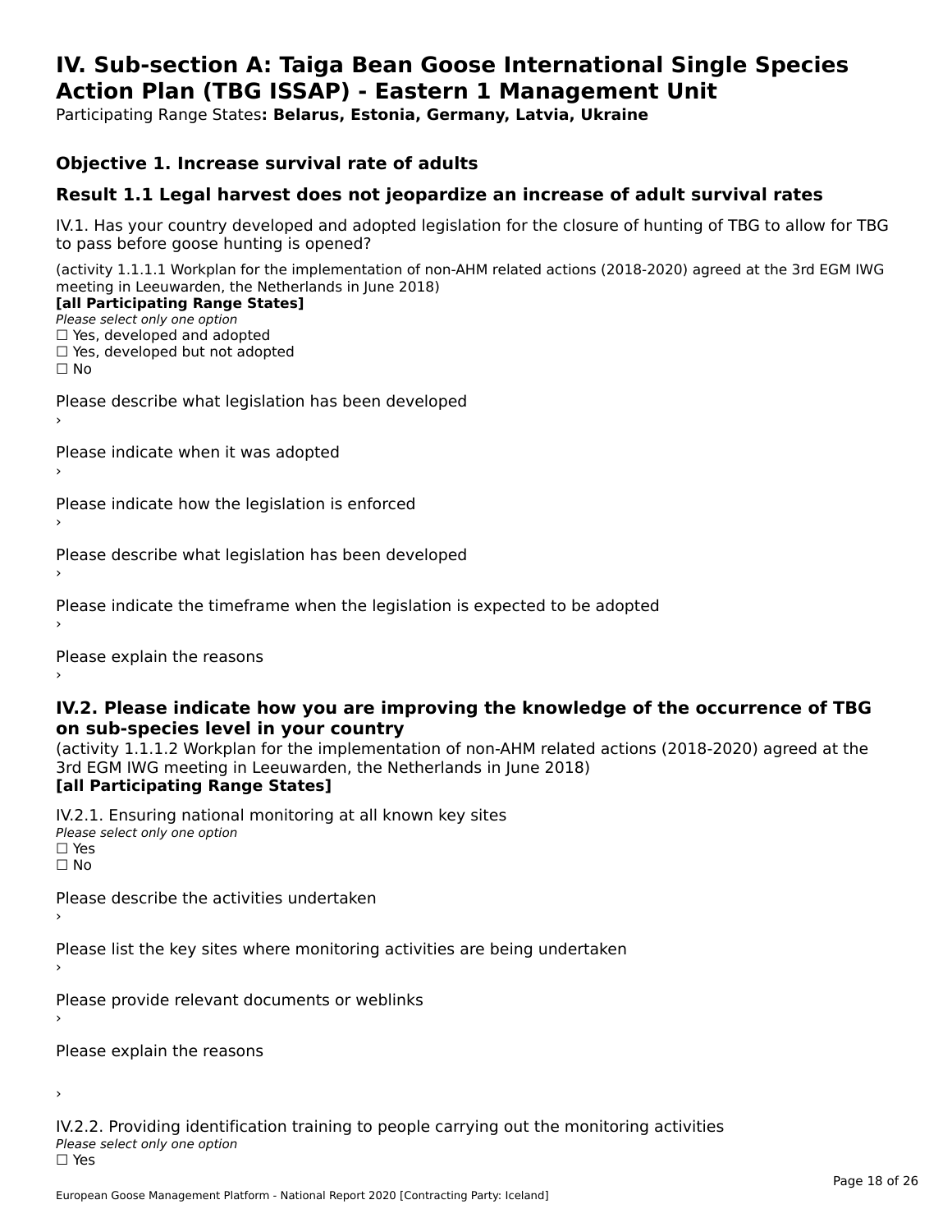# IV. Sub-section A: Taiga Bean Goose International Single Species Action Plan (TBG ISSAP) - Eastern 1 Management Unit

Participating Range States**: Belarus, Estonia, Germany, Latvia, Ukraine**

## Objective 1. Increase survival rate of adults

## Result 1.1 Legal harvest does not jeopardize an increase of adult survival rates

IV.1. Has your country developed and adopted legislation for the closure of hunting of TBG to allow for TBG to pass before goose hunting is opened?

(activity 1.1.1.1 Workplan for the implementation of non-AHM related actions (2018-2020) agreed at the 3rd EGM IWG meeting in Leeuwarden, the Netherlands in June 2018)

**[all Participating Range States]**

*Please select only one option*

☐ Yes, developed and adopted
☐ Yes, developed but not adopted
☐ No

Please describe what legislation has been developed
›

Please indicate when it was adopted
›

Please indicate how the legislation is enforced
›

Please describe what legislation has been developed
›

Please indicate the timeframe when the legislation is expected to be adopted
›

Please explain the reasons
›

### IV.2. Please indicate how you are improving the knowledge of the occurrence of TBG on sub-species level in your country

(activity 1.1.1.2 Workplan for the implementation of non-AHM related actions (2018-2020) agreed at the 3rd EGM IWG meeting in Leeuwarden, the Netherlands in June 2018)

**[all Participating Range States]**

IV.2.1. Ensuring national monitoring at all known key sites

*Please select only one option*

☐ Yes
☐ No

Please describe the activities undertaken
›

Please list the key sites where monitoring activities are being undertaken
›

Please provide relevant documents or weblinks
›

Please explain the reasons

›

IV.2.2. Providing identification training to people carrying out the monitoring activities

*Please select only one option*

☐ Yes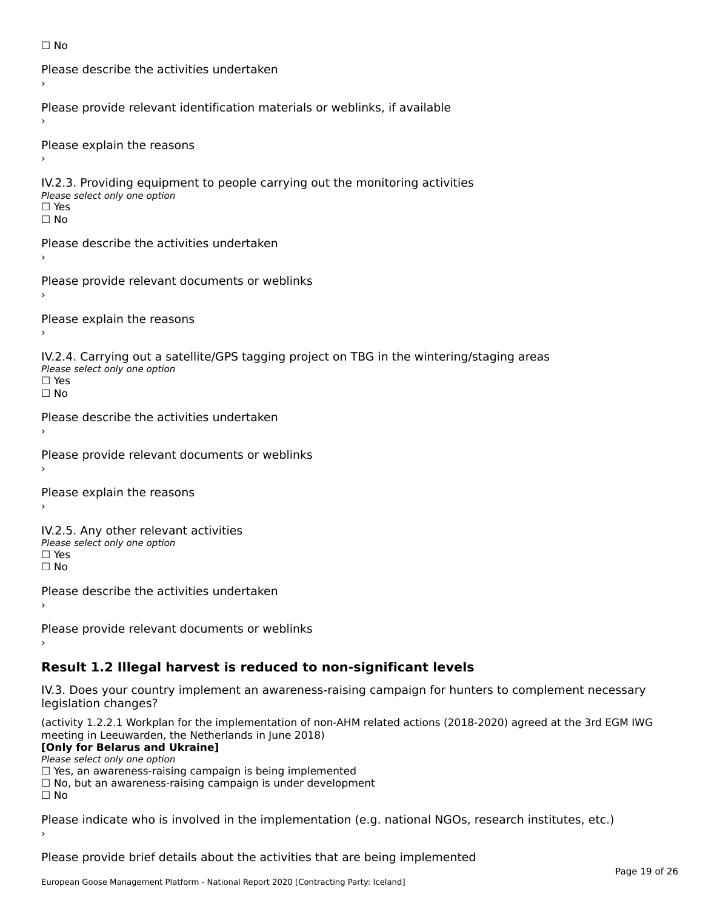☐ No

Please describe the activities undertaken

›

Please provide relevant identification materials or weblinks, if available

›

Please explain the reasons

›

IV.2.3. Providing equipment to people carrying out the monitoring activities

*Please select only one option*

☐ Yes

☐ No

Please describe the activities undertaken

›

Please provide relevant documents or weblinks

›

Please explain the reasons

›

IV.2.4. Carrying out a satellite/GPS tagging project on TBG in the wintering/staging areas

*Please select only one option*

☐ Yes

☐ No

Please describe the activities undertaken

›

Please provide relevant documents or weblinks

›

Please explain the reasons

›

IV.2.5. Any other relevant activities

*Please select only one option*

☐ Yes

☐ No

Please describe the activities undertaken

›

Please provide relevant documents or weblinks

›

## Result 1.2 Illegal harvest is reduced to non-significant levels

IV.3. Does your country implement an awareness-raising campaign for hunters to complement necessary legislation changes?

(activity 1.2.2.1 Workplan for the implementation of non-AHM related actions (2018-2020) agreed at the 3rd EGM IWG meeting in Leeuwarden, the Netherlands in June 2018)

**[Only for Belarus and Ukraine]**

*Please select only one option*

☐ Yes, an awareness-raising campaign is being implemented

☐ No, but an awareness-raising campaign is under development

☐ No

Please indicate who is involved in the implementation (e.g. national NGOs, research institutes, etc.)

›

Please provide brief details about the activities that are being implemented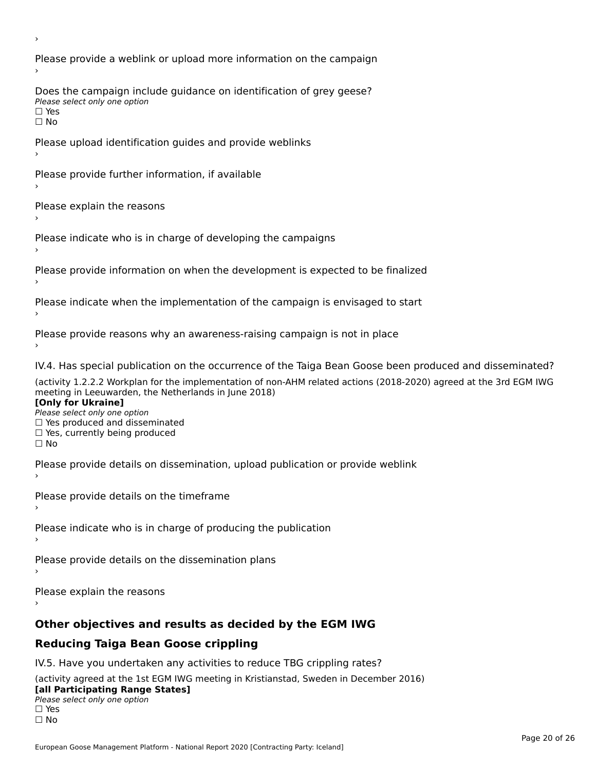›

Please provide a weblink or upload more information on the campaign

›

Does the campaign include guidance on identification of grey geese?

*Please select only one option*

☐ Yes

☐ No

Please upload identification guides and provide weblinks

›

Please provide further information, if available

›

Please explain the reasons

›

Please indicate who is in charge of developing the campaigns

›

Please provide information on when the development is expected to be finalized

›

Please indicate when the implementation of the campaign is envisaged to start

›

Please provide reasons why an awareness-raising campaign is not in place

›

IV.4. Has special publication on the occurrence of the Taiga Bean Goose been produced and disseminated?

(activity 1.2.2.2 Workplan for the implementation of non-AHM related actions (2018-2020) agreed at the 3rd EGM IWG meeting in Leeuwarden, the Netherlands in June 2018)

**[Only for Ukraine]**

*Please select only one option*

☐ Yes produced and disseminated

☐ Yes, currently being produced

☐ No

Please provide details on dissemination, upload publication or provide weblink

›

Please provide details on the timeframe

›

Please indicate who is in charge of producing the publication

›

Please provide details on the dissemination plans

›

Please explain the reasons

›

## Other objectives and results as decided by the EGM IWG

## Reducing Taiga Bean Goose crippling

IV.5. Have you undertaken any activities to reduce TBG crippling rates?

(activity agreed at the 1st EGM IWG meeting in Kristianstad, Sweden in December 2016)

**[all Participating Range States]**

*Please select only one option*

☐ Yes

☐ No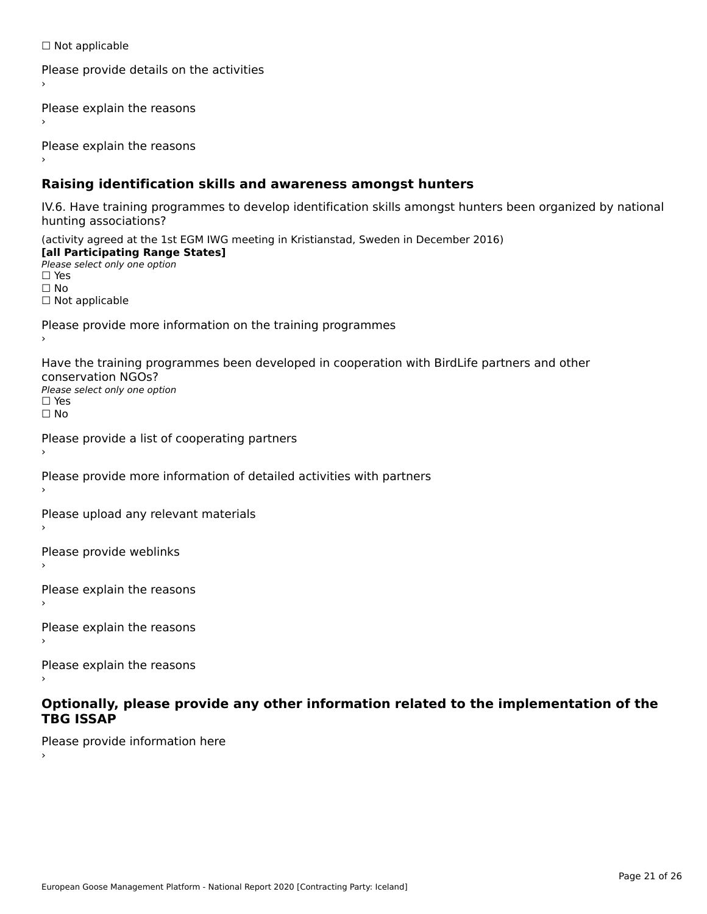☐ Not applicable

Please provide details on the activities

›

Please explain the reasons

›

Please explain the reasons

›

## Raising identification skills and awareness amongst hunters

IV.6. Have training programmes to develop identification skills amongst hunters been organized by national hunting associations?

(activity agreed at the 1st EGM IWG meeting in Kristianstad, Sweden in December 2016)
**[all Participating Range States]**
*Please select only one option*
☐ Yes
☐ No
☐ Not applicable

Please provide more information on the training programmes

›

Have the training programmes been developed in cooperation with BirdLife partners and other conservation NGOs?
*Please select only one option*
☐ Yes
☐ No

Please provide a list of cooperating partners

›

Please provide more information of detailed activities with partners

›

Please upload any relevant materials

›

Please provide weblinks

›

Please explain the reasons

›

Please explain the reasons

›

Please explain the reasons

›

## Optionally, please provide any other information related to the implementation of the TBG ISSAP

Please provide information here

›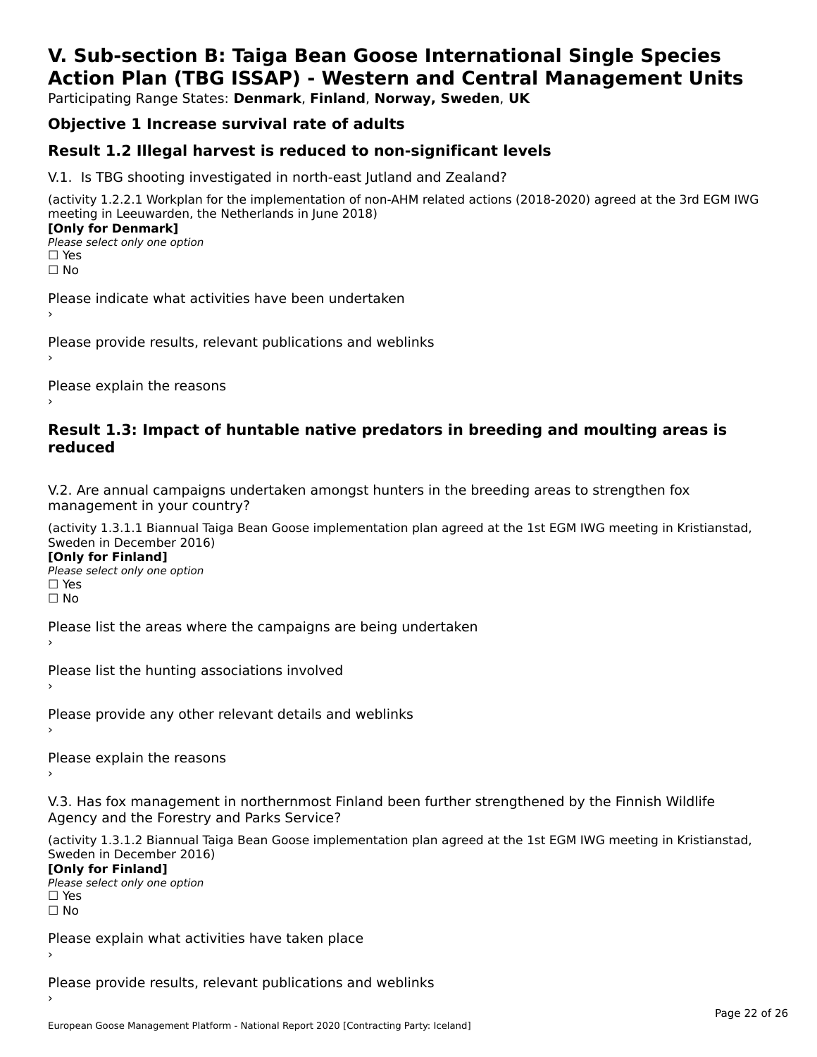# V. Sub-section B: Taiga Bean Goose International Single Species Action Plan (TBG ISSAP) - Western and Central Management Units

Participating Range States: **Denmark**, **Finland**, **Norway, Sweden**, **UK**

## Objective 1 Increase survival rate of adults

## Result 1.2 Illegal harvest is reduced to non-significant levels

V.1. Is TBG shooting investigated in north-east Jutland and Zealand?

(activity 1.2.2.1 Workplan for the implementation of non-AHM related actions (2018-2020) agreed at the 3rd EGM IWG meeting in Leeuwarden, the Netherlands in June 2018)

**[Only for Denmark]**

*Please select only one option*

☐ Yes

☐ No

Please indicate what activities have been undertaken

›

Please provide results, relevant publications and weblinks

›

Please explain the reasons

›

## Result 1.3: Impact of huntable native predators in breeding and moulting areas is reduced

V.2. Are annual campaigns undertaken amongst hunters in the breeding areas to strengthen fox management in your country?

(activity 1.3.1.1 Biannual Taiga Bean Goose implementation plan agreed at the 1st EGM IWG meeting in Kristianstad, Sweden in December 2016)

**[Only for Finland]**

*Please select only one option*

☐ Yes

☐ No

Please list the areas where the campaigns are being undertaken

›

Please list the hunting associations involved

›

Please provide any other relevant details and weblinks

›

Please explain the reasons

›

V.3. Has fox management in northernmost Finland been further strengthened by the Finnish Wildlife Agency and the Forestry and Parks Service?

(activity 1.3.1.2 Biannual Taiga Bean Goose implementation plan agreed at the 1st EGM IWG meeting in Kristianstad, Sweden in December 2016)

**[Only for Finland]**

*Please select only one option*

☐ Yes

☐ No

Please explain what activities have taken place

›

Please provide results, relevant publications and weblinks

›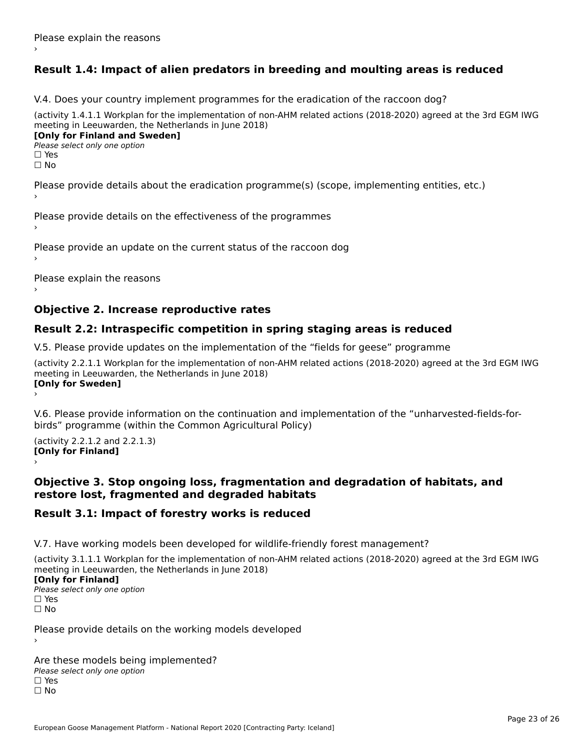Please explain the reasons
›

## Result 1.4: Impact of alien predators in breeding and moulting areas is reduced

V.4. Does your country implement programmes for the eradication of the raccoon dog?

(activity 1.4.1.1 Workplan for the implementation of non-AHM related actions (2018-2020) agreed at the 3rd EGM IWG meeting in Leeuwarden, the Netherlands in June 2018)
**[Only for Finland and Sweden]**
*Please select only one option*
☐ Yes
☐ No

Please provide details about the eradication programme(s) (scope, implementing entities, etc.)
›

Please provide details on the effectiveness of the programmes
›

Please provide an update on the current status of the raccoon dog
›

Please explain the reasons
›

## Objective 2. Increase reproductive rates

## Result 2.2: Intraspecific competition in spring staging areas is reduced

V.5. Please provide updates on the implementation of the “fields for geese” programme

(activity 2.2.1.1 Workplan for the implementation of non-AHM related actions (2018-2020) agreed at the 3rd EGM IWG meeting in Leeuwarden, the Netherlands in June 2018)
**[Only for Sweden]**
›

V.6. Please provide information on the continuation and implementation of the “unharvested-fields-for-birds” programme (within the Common Agricultural Policy)

(activity 2.2.1.2 and 2.2.1.3)
**[Only for Finland]**
›

## Objective 3. Stop ongoing loss, fragmentation and degradation of habitats, and restore lost, fragmented and degraded habitats

## Result 3.1: Impact of forestry works is reduced

V.7. Have working models been developed for wildlife-friendly forest management?

(activity 3.1.1.1 Workplan for the implementation of non-AHM related actions (2018-2020) agreed at the 3rd EGM IWG meeting in Leeuwarden, the Netherlands in June 2018)
**[Only for Finland]**
*Please select only one option*
☐ Yes
☐ No

Please provide details on the working models developed
›

Are these models being implemented?
*Please select only one option*
☐ Yes
☐ No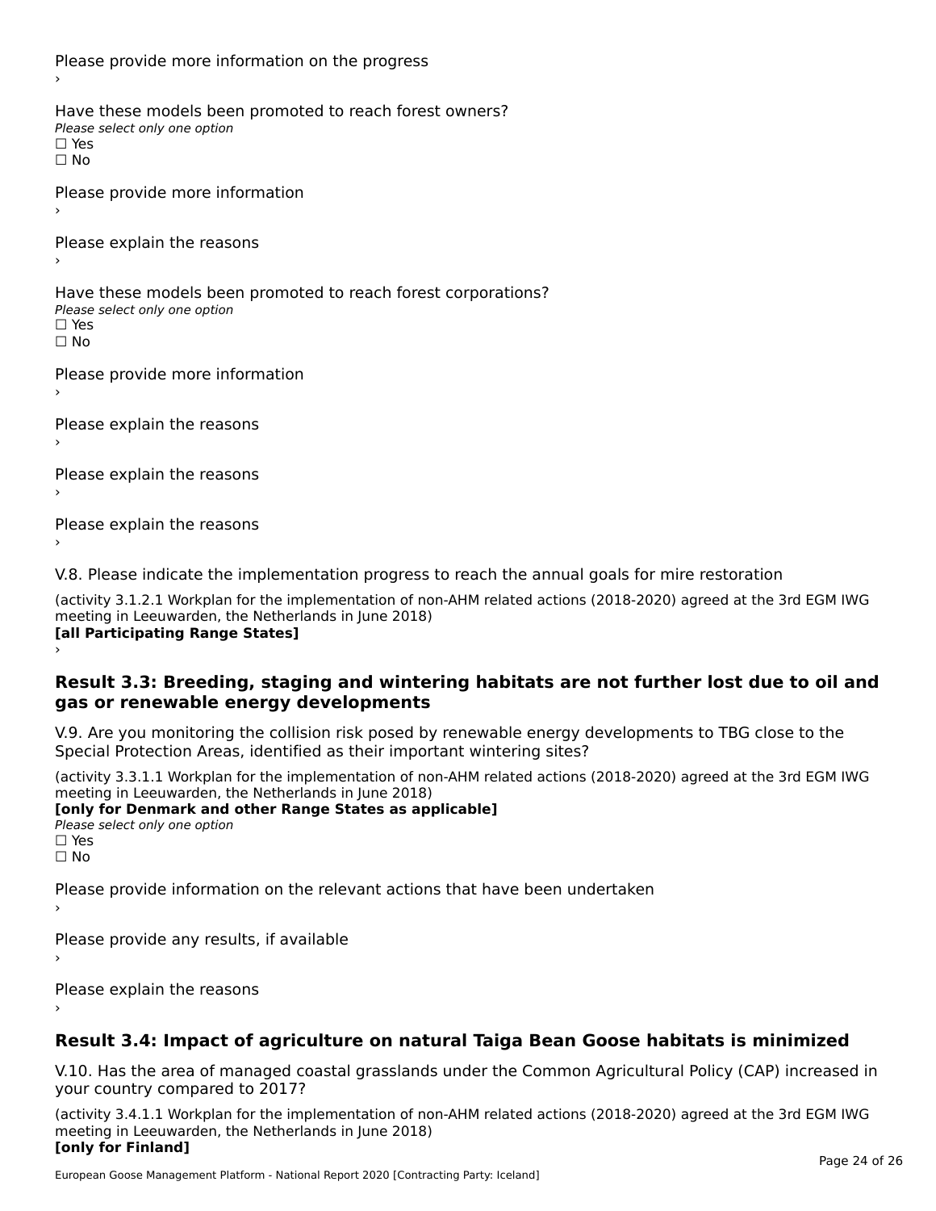Please provide more information on the progress

›

Have these models been promoted to reach forest owners?

*Please select only one option*

☐ Yes

☐ No

Please provide more information

›

Please explain the reasons

›

Have these models been promoted to reach forest corporations?

*Please select only one option*

☐ Yes

☐ No

Please provide more information

›

Please explain the reasons

›

Please explain the reasons

›

Please explain the reasons

›

V.8. Please indicate the implementation progress to reach the annual goals for mire restoration

(activity 3.1.2.1 Workplan for the implementation of non-AHM related actions (2018-2020) agreed at the 3rd EGM IWG meeting in Leeuwarden, the Netherlands in June 2018)

**[all Participating Range States]**

›

## Result 3.3: Breeding, staging and wintering habitats are not further lost due to oil and gas or renewable energy developments

V.9. Are you monitoring the collision risk posed by renewable energy developments to TBG close to the Special Protection Areas, identified as their important wintering sites?

(activity 3.3.1.1 Workplan for the implementation of non-AHM related actions (2018-2020) agreed at the 3rd EGM IWG meeting in Leeuwarden, the Netherlands in June 2018)

**[only for Denmark and other Range States as applicable]**

*Please select only one option*

☐ Yes

☐ No

Please provide information on the relevant actions that have been undertaken

›

Please provide any results, if available

›

Please explain the reasons

›

## Result 3.4: Impact of agriculture on natural Taiga Bean Goose habitats is minimized

V.10. Has the area of managed coastal grasslands under the Common Agricultural Policy (CAP) increased in your country compared to 2017?

(activity 3.4.1.1 Workplan for the implementation of non-AHM related actions (2018-2020) agreed at the 3rd EGM IWG meeting in Leeuwarden, the Netherlands in June 2018)

**[only for Finland]**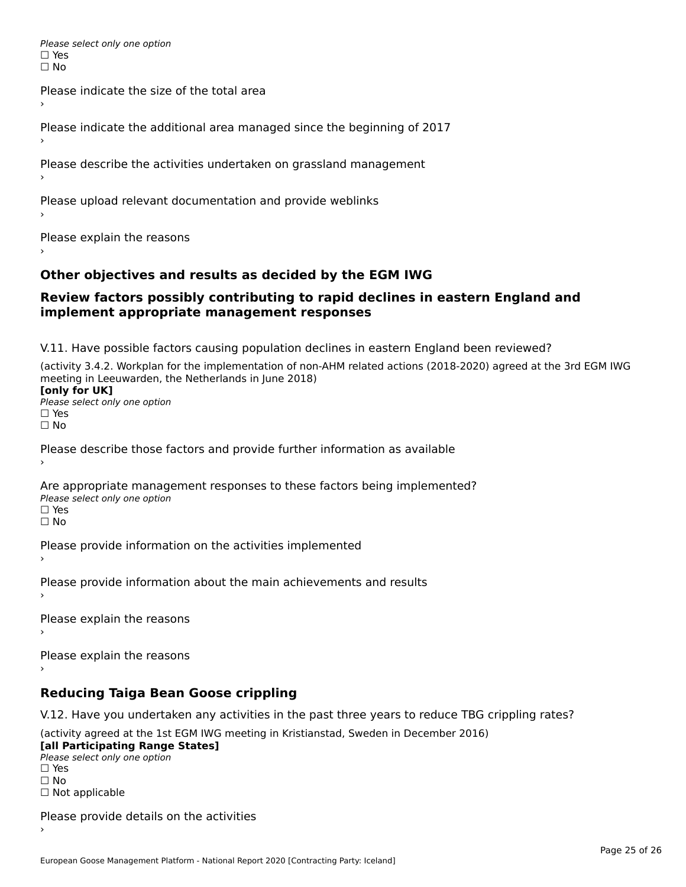*Please select only one option*
☐ Yes
☐ No

Please indicate the size of the total area
›

Please indicate the additional area managed since the beginning of 2017
›

Please describe the activities undertaken on grassland management
›

Please upload relevant documentation and provide weblinks
›

Please explain the reasons
›

## Other objectives and results as decided by the EGM IWG

## Review factors possibly contributing to rapid declines in eastern England and implement appropriate management responses

V.11. Have possible factors causing population declines in eastern England been reviewed?

(activity 3.4.2. Workplan for the implementation of non-AHM related actions (2018-2020) agreed at the 3rd EGM IWG meeting in Leeuwarden, the Netherlands in June 2018)
**[only for UK]**
*Please select only one option*
☐ Yes
☐ No

Please describe those factors and provide further information as available
›

Are appropriate management responses to these factors being implemented?
*Please select only one option*
☐ Yes
☐ No

Please provide information on the activities implemented
›

Please provide information about the main achievements and results
›

Please explain the reasons
›

Please explain the reasons
›

## Reducing Taiga Bean Goose crippling

V.12. Have you undertaken any activities in the past three years to reduce TBG crippling rates?

(activity agreed at the 1st EGM IWG meeting in Kristianstad, Sweden in December 2016)
**[all Participating Range States]**
*Please select only one option*
☐ Yes
☐ No
☐ Not applicable

Please provide details on the activities
›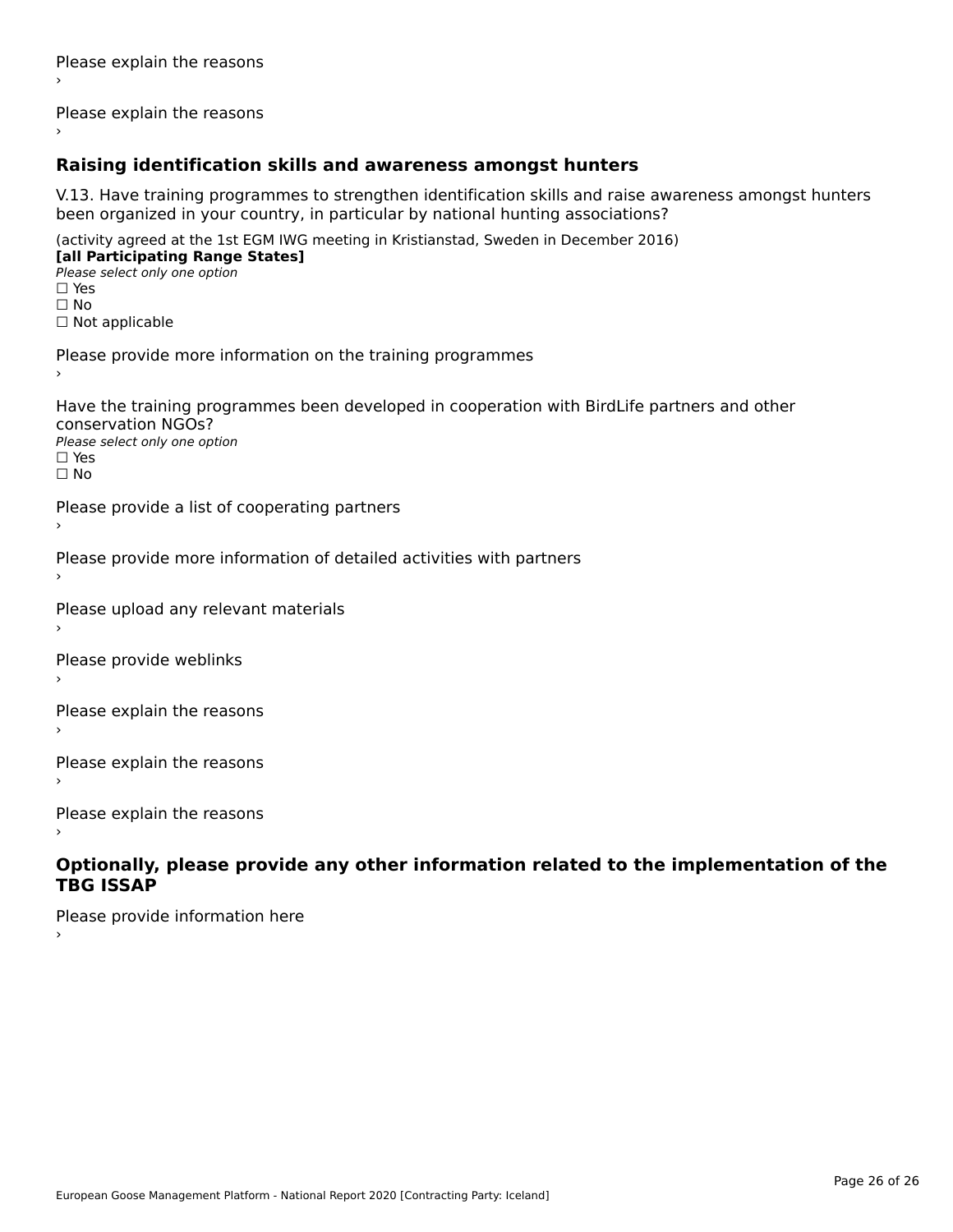Please explain the reasons
›

Please explain the reasons
›

## Raising identification skills and awareness amongst hunters

V.13. Have training programmes to strengthen identification skills and raise awareness amongst hunters been organized in your country, in particular by national hunting associations?

(activity agreed at the 1st EGM IWG meeting in Kristianstad, Sweden in December 2016)
**[all Participating Range States]**
*Please select only one option*
☐ Yes
☐ No
☐ Not applicable

Please provide more information on the training programmes
›

Have the training programmes been developed in cooperation with BirdLife partners and other conservation NGOs?
*Please select only one option*
☐ Yes
☐ No

Please provide a list of cooperating partners
›

Please provide more information of detailed activities with partners
›

Please upload any relevant materials
›

Please provide weblinks
›

Please explain the reasons
›

Please explain the reasons
›

Please explain the reasons
›

## Optionally, please provide any other information related to the implementation of the TBG ISSAP

Please provide information here
›